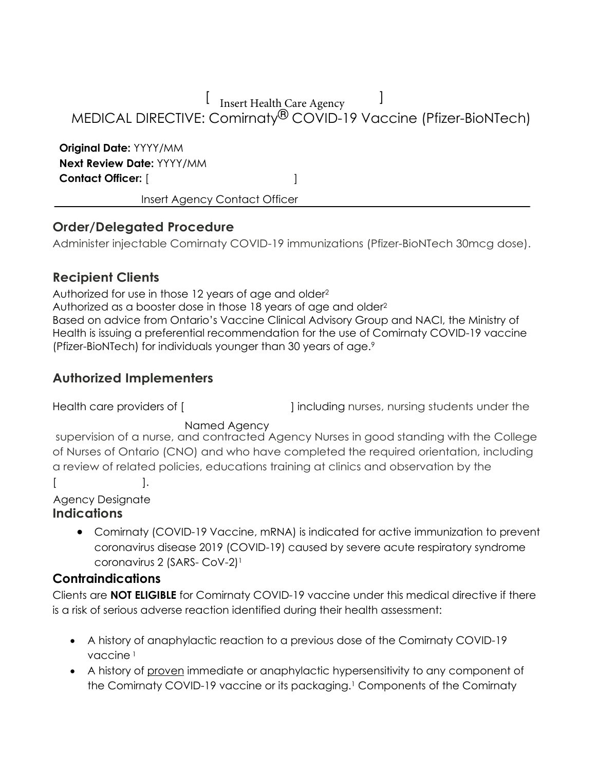[ Insert Health Care Agency ]

# MEDICAL DIRECTIVE: Comirnaty® COVID-19 Vaccine (Pfizer-BioNTech)

**Original Date:** YYYY/MM
**Next Review Date:** YYYY/MM
**Contact Officer:** [ Insert Agency Contact Officer ]

## Order/Delegated Procedure

Administer injectable Comirnaty COVID-19 immunizations (Pfizer-BioNTech 30mcg dose).

## Recipient Clients

Authorized for use in those 12 years of age and older[2]
Authorized as a booster dose in those 18 years of age and older[2]
Based on advice from Ontario's Vaccine Clinical Advisory Group and NACI, the Ministry of Health is issuing a preferential recommendation for the use of Comirnaty COVID-19 vaccine (Pfizer-BioNTech) for individuals younger than 30 years of age.[9]

## Authorized Implementers

Health care providers of [ Named Agency ] including nurses, nursing students under the supervision of a nurse, and contracted Agency Nurses in good standing with the College of Nurses of Ontario (CNO) and who have completed the required orientation, including a review of related policies, educations training at clinics and observation by the [ Agency Designate ].

## Indications

- Comirnaty (COVID-19 Vaccine, mRNA) is indicated for active immunization to prevent coronavirus disease 2019 (COVID-19) caused by severe acute respiratory syndrome coronavirus 2 (SARS- CoV-2)[1]

## Contraindications

Clients are **NOT ELIGIBLE** for Comirnaty COVID-19 vaccine under this medical directive if there is a risk of serious adverse reaction identified during their health assessment:

- A history of anaphylactic reaction to a previous dose of the Comirnaty COVID-19 vaccine[1]
- A history of proven immediate or anaphylactic hypersensitivity to any component of the Comirnaty COVID-19 vaccine or its packaging.[1] Components of the Comirnaty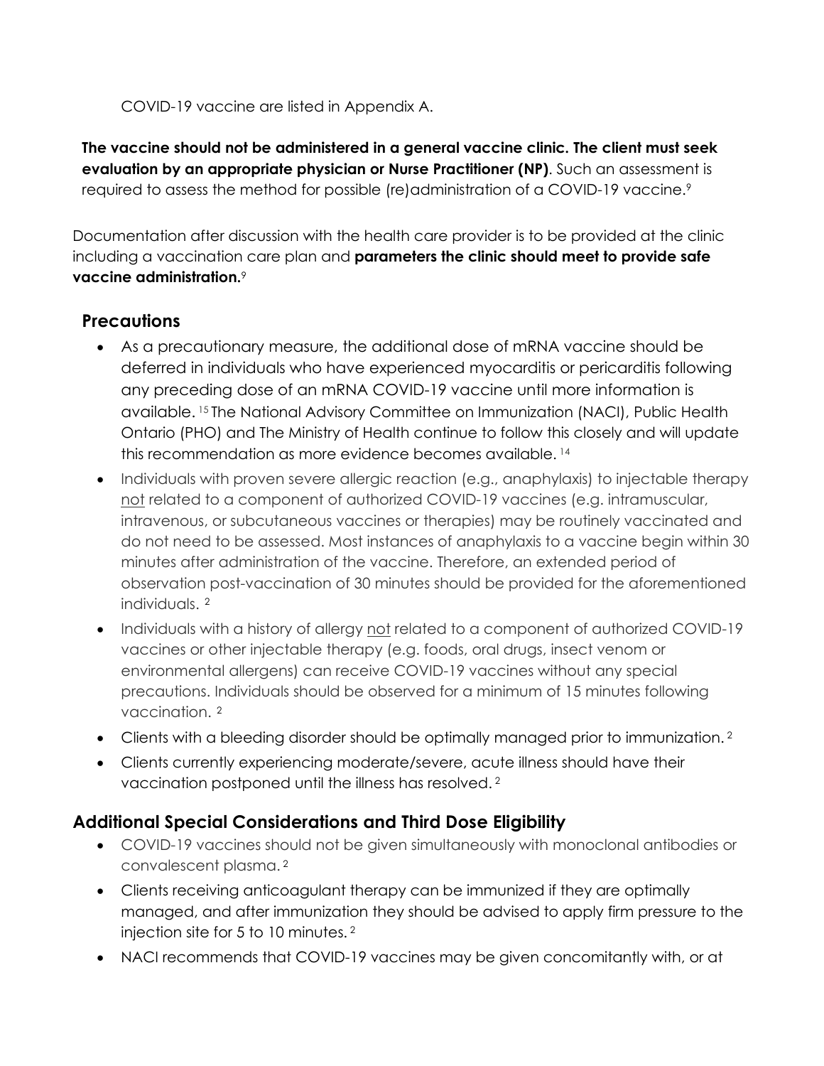COVID-19 vaccine are listed in Appendix A.

**The vaccine should not be administered in a general vaccine clinic. The client must seek evaluation by an appropriate physician or Nurse Practitioner (NP)**. Such an assessment is required to assess the method for possible (re)administration of a COVID-19 vaccine.[9]

Documentation after discussion with the health care provider is to be provided at the clinic including a vaccination care plan and **parameters the clinic should meet to provide safe vaccine administration.**[9]

## Precautions

- As a precautionary measure, the additional dose of mRNA vaccine should be deferred in individuals who have experienced myocarditis or pericarditis following any preceding dose of an mRNA COVID-19 vaccine until more information is available.[15] The National Advisory Committee on Immunization (NACI), Public Health Ontario (PHO) and The Ministry of Health continue to follow this closely and will update this recommendation as more evidence becomes available.[14]
- Individuals with proven severe allergic reaction (e.g., anaphylaxis) to injectable therapy not related to a component of authorized COVID-19 vaccines (e.g. intramuscular, intravenous, or subcutaneous vaccines or therapies) may be routinely vaccinated and do not need to be assessed. Most instances of anaphylaxis to a vaccine begin within 30 minutes after administration of the vaccine. Therefore, an extended period of observation post-vaccination of 30 minutes should be provided for the aforementioned individuals.[2]
- Individuals with a history of allergy not related to a component of authorized COVID-19 vaccines or other injectable therapy (e.g. foods, oral drugs, insect venom or environmental allergens) can receive COVID-19 vaccines without any special precautions. Individuals should be observed for a minimum of 15 minutes following vaccination.[2]
- Clients with a bleeding disorder should be optimally managed prior to immunization.[2]
- Clients currently experiencing moderate/severe, acute illness should have their vaccination postponed until the illness has resolved.[2]

## Additional Special Considerations and Third Dose Eligibility

- COVID-19 vaccines should not be given simultaneously with monoclonal antibodies or convalescent plasma.[2]
- Clients receiving anticoagulant therapy can be immunized if they are optimally managed, and after immunization they should be advised to apply firm pressure to the injection site for 5 to 10 minutes.[2]
- NACI recommends that COVID-19 vaccines may be given concomitantly with, or at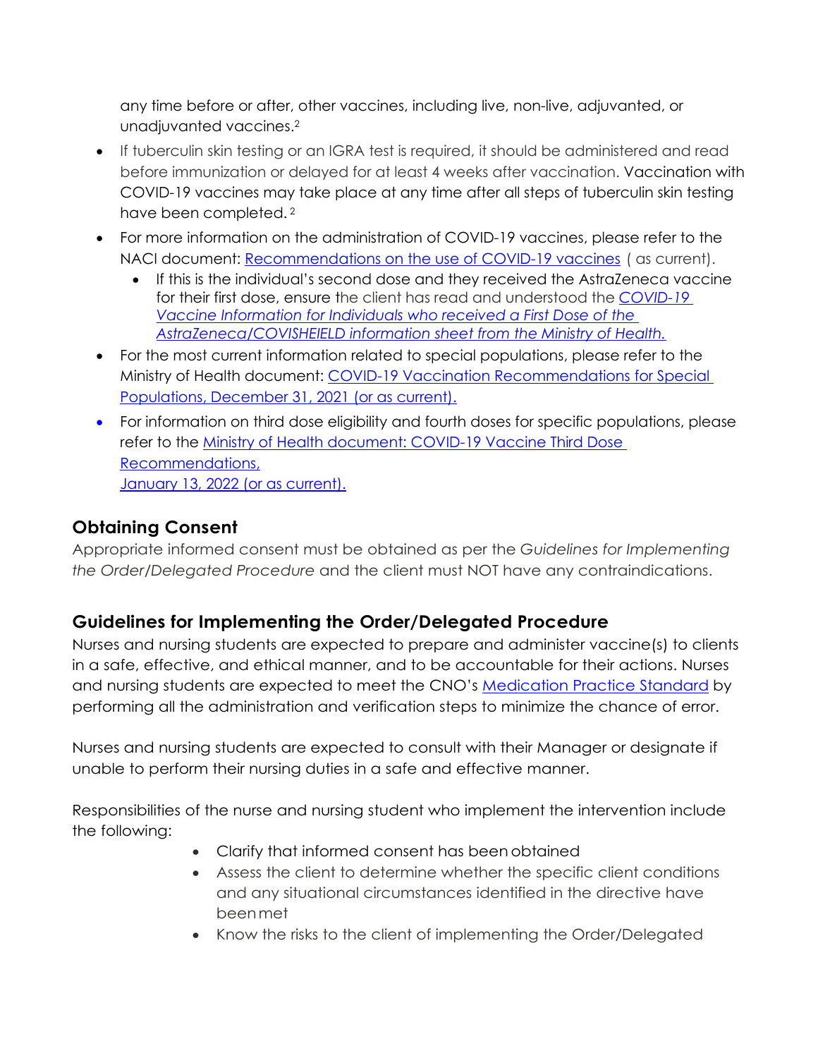any time before or after, other vaccines, including live, non-live, adjuvanted, or unadjuvanted vaccines.[2]

- If tuberculin skin testing or an IGRA test is required, it should be administered and read before immunization or delayed for at least 4 weeks after vaccination. Vaccination with COVID-19 vaccines may take place at any time after all steps of tuberculin skin testing have been completed. [2]
- For more information on the administration of COVID-19 vaccines, please refer to the NACI document: Recommendations on the use of COVID-19 vaccines ( as current).
  - If this is the individual's second dose and they received the AstraZeneca vaccine for their first dose, ensure the client has read and understood the *COVID-19 Vaccine Information for Individuals who received a First Dose of the AstraZeneca/COVISHEIELD information sheet from the Ministry of Health.*
- For the most current information related to special populations, please refer to the Ministry of Health document: COVID-19 Vaccination Recommendations for Special Populations, December 31, 2021 (or as current).
- For information on third dose eligibility and fourth doses for specific populations, please refer to the Ministry of Health document: COVID-19 Vaccine Third Dose Recommendations, January 13, 2022 (or as current).

## Obtaining Consent

Appropriate informed consent must be obtained as per the *Guidelines for Implementing the Order/Delegated Procedure* and the client must NOT have any contraindications.

## Guidelines for Implementing the Order/Delegated Procedure

Nurses and nursing students are expected to prepare and administer vaccine(s) to clients in a safe, effective, and ethical manner, and to be accountable for their actions. Nurses and nursing students are expected to meet the CNO's Medication Practice Standard by performing all the administration and verification steps to minimize the chance of error.

Nurses and nursing students are expected to consult with their Manager or designate if unable to perform their nursing duties in a safe and effective manner.

Responsibilities of the nurse and nursing student who implement the intervention include the following:

- Clarify that informed consent has been obtained
- Assess the client to determine whether the specific client conditions and any situational circumstances identified in the directive have been met
- Know the risks to the client of implementing the Order/Delegated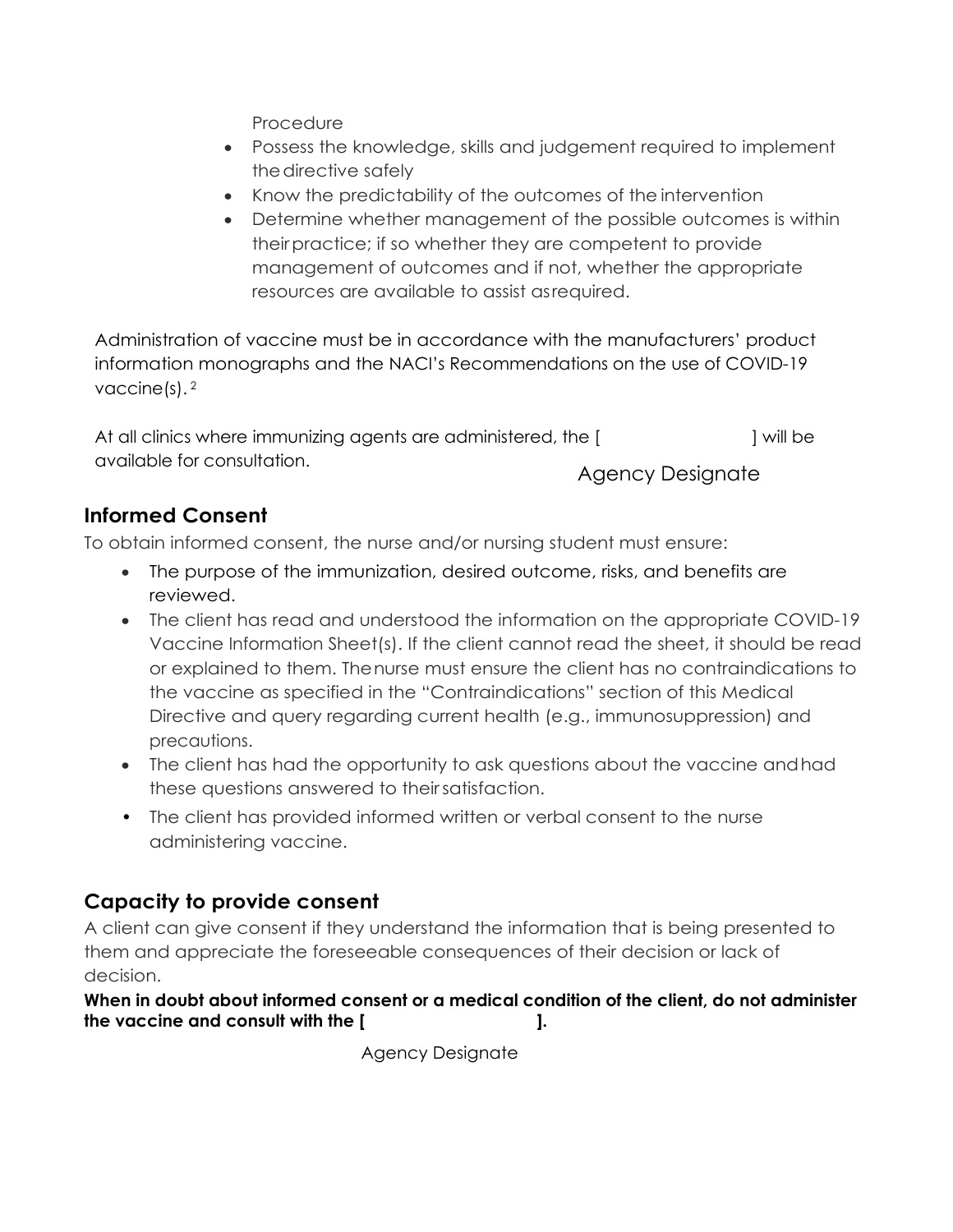Procedure

- Possess the knowledge, skills and judgement required to implement the directive safely
- Know the predictability of the outcomes of the intervention
- Determine whether management of the possible outcomes is within their practice; if so whether they are competent to provide management of outcomes and if not, whether the appropriate resources are available to assist as required.

Administration of vaccine must be in accordance with the manufacturers' product information monographs and the NACI's Recommendations on the use of COVID-19 vaccine(s).[2]

At all clinics where immunizing agents are administered, the [ Agency Designate ] will be available for consultation.

## Informed Consent

To obtain informed consent, the nurse and/or nursing student must ensure:

- The purpose of the immunization, desired outcome, risks, and benefits are reviewed.
- The client has read and understood the information on the appropriate COVID-19 Vaccine Information Sheet(s). If the client cannot read the sheet, it should be read or explained to them. The nurse must ensure the client has no contraindications to the vaccine as specified in the "Contraindications" section of this Medical Directive and query regarding current health (e.g., immunosuppression) and precautions.
- The client has had the opportunity to ask questions about the vaccine and had these questions answered to their satisfaction.
- The client has provided informed written or verbal consent to the nurse administering vaccine.

## Capacity to provide consent

A client can give consent if they understand the information that is being presented to them and appreciate the foreseeable consequences of their decision or lack of decision.

**When in doubt about informed consent or a medical condition of the client, do not administer the vaccine and consult with the [ Agency Designate ].**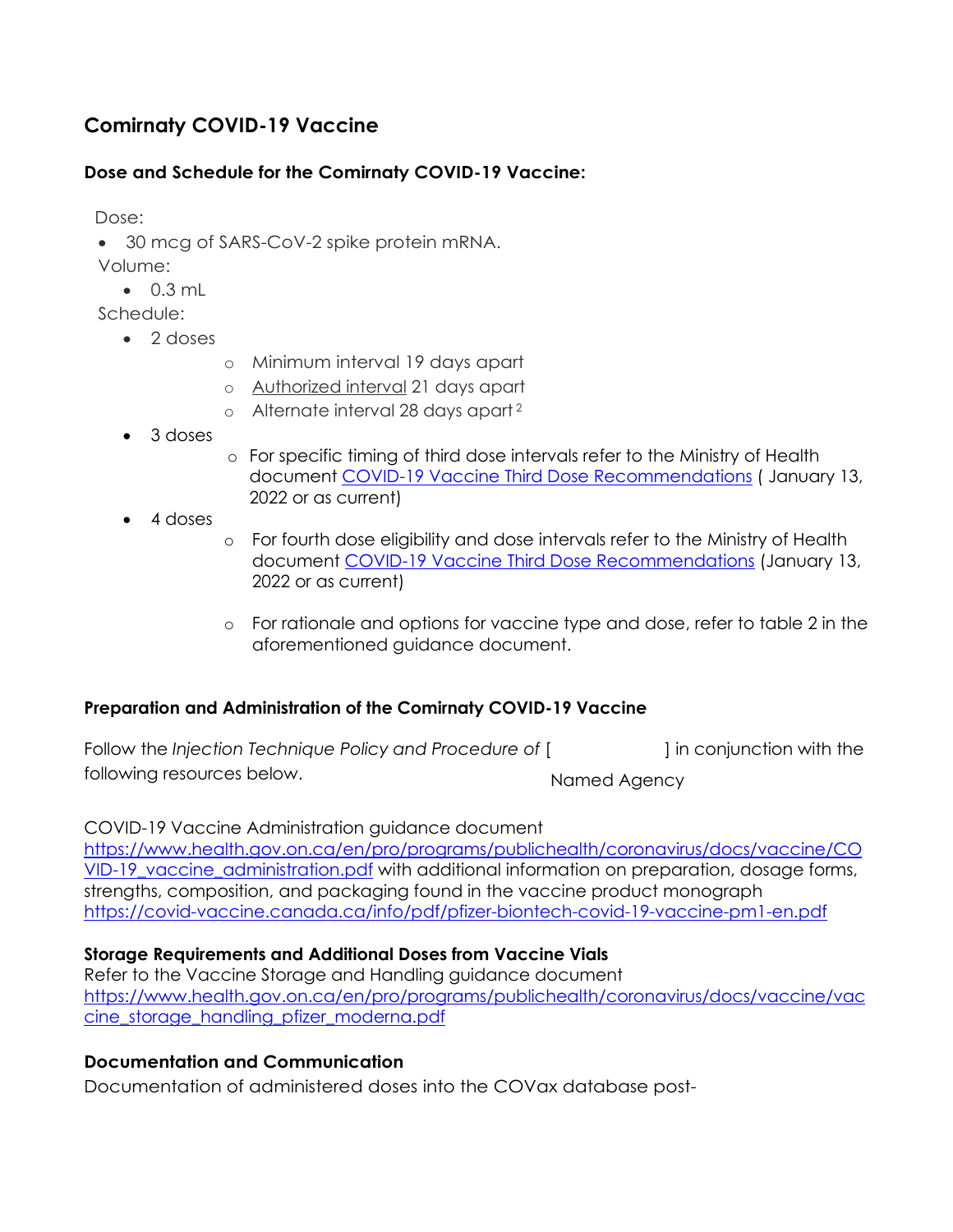## Comirnaty COVID-19 Vaccine

### Dose and Schedule for the Comirnaty COVID-19 Vaccine:

Dose:

- 30 mcg of SARS-CoV-2 spike protein mRNA.

Volume:

- 0.3 mL

Schedule:

- 2 doses
  - Minimum interval 19 days apart
  - Authorized interval 21 days apart
  - Alternate interval 28 days apart [2]
- 3 doses
  - For specific timing of third dose intervals refer to the Ministry of Health document COVID-19 Vaccine Third Dose Recommendations ( January 13, 2022 or as current)
- 4 doses
  - For fourth dose eligibility and dose intervals refer to the Ministry of Health document COVID-19 Vaccine Third Dose Recommendations (January 13, 2022 or as current)
  - For rationale and options for vaccine type and dose, refer to table 2 in the aforementioned guidance document.

### Preparation and Administration of the Comirnaty COVID-19 Vaccine

Follow the *Injection Technique Policy and Procedure of* [ Named Agency ] in conjunction with the following resources below.

COVID-19 Vaccine Administration guidance document https://www.health.gov.on.ca/en/pro/programs/publichealth/coronavirus/docs/vaccine/COVID-19_vaccine_administration.pdf with additional information on preparation, dosage forms, strengths, composition, and packaging found in the vaccine product monograph https://covid-vaccine.canada.ca/info/pdf/pfizer-biontech-covid-19-vaccine-pm1-en.pdf

### Storage Requirements and Additional Doses from Vaccine Vials

Refer to the Vaccine Storage and Handling guidance document https://www.health.gov.on.ca/en/pro/programs/publichealth/coronavirus/docs/vaccine/vaccine_storage_handling_pfizer_moderna.pdf

### Documentation and Communication

Documentation of administered doses into the COVax database post-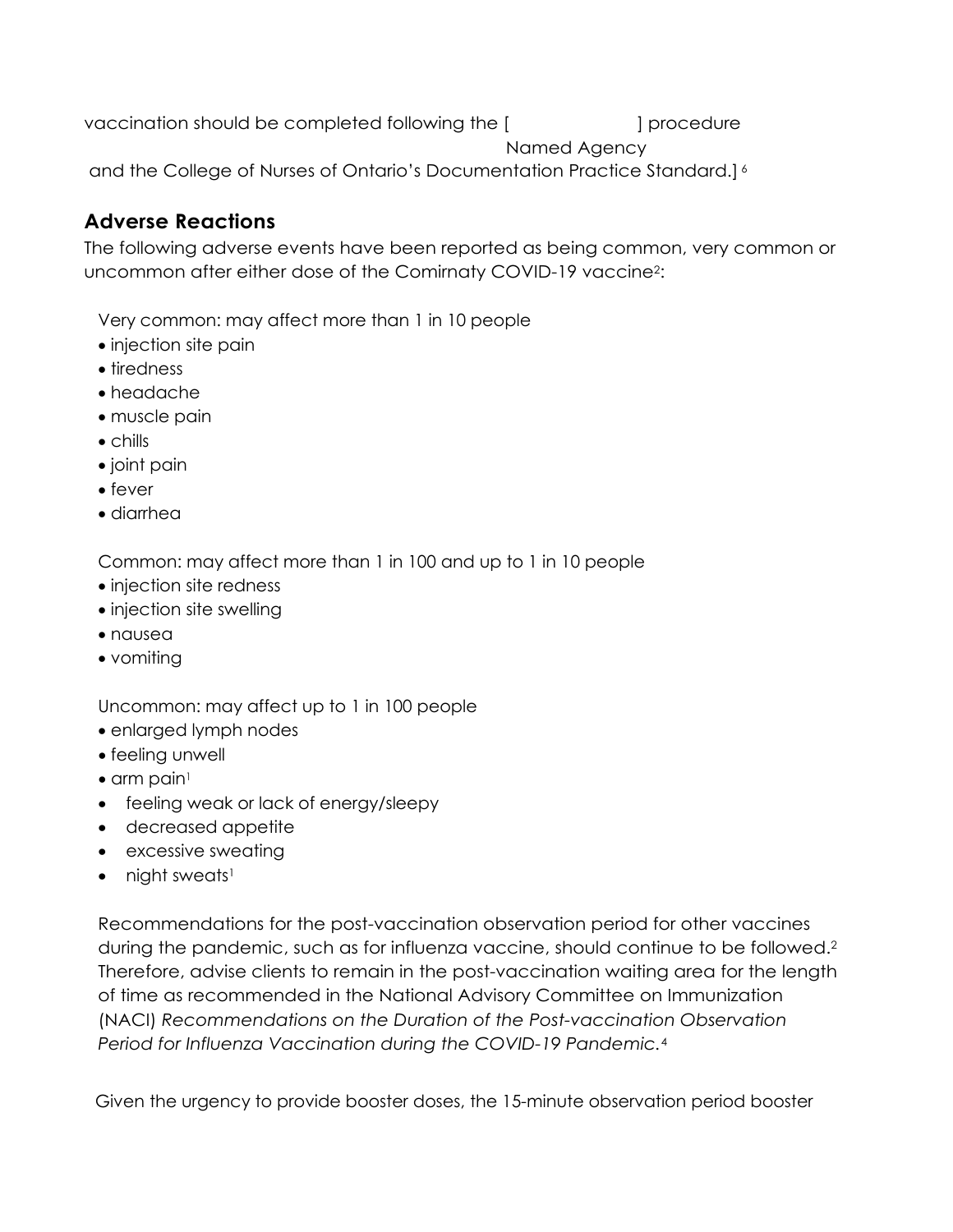vaccination should be completed following the [ Named Agency ] procedure and the College of Nurses of Ontario's Documentation Practice Standard.][6]

## Adverse Reactions

The following adverse events have been reported as being common, very common or uncommon after either dose of the Comirnaty COVID-19 vaccine[2]:

Very common: may affect more than 1 in 10 people

- injection site pain
- tiredness
- headache
- muscle pain
- chills
- joint pain
- fever
- diarrhea

Common: may affect more than 1 in 100 and up to 1 in 10 people

- injection site redness
- injection site swelling
- nausea
- vomiting

Uncommon: may affect up to 1 in 100 people

- enlarged lymph nodes
- feeling unwell
- arm pain[1]
- feeling weak or lack of energy/sleepy
- decreased appetite
- excessive sweating
- night sweats[1]

Recommendations for the post-vaccination observation period for other vaccines during the pandemic, such as for influenza vaccine, should continue to be followed.[2] Therefore, advise clients to remain in the post-vaccination waiting area for the length of time as recommended in the National Advisory Committee on Immunization (NACI) *Recommendations on the Duration of the Post-vaccination Observation Period for Influenza Vaccination during the COVID-19 Pandemic.*[4]

Given the urgency to provide booster doses, the 15-minute observation period booster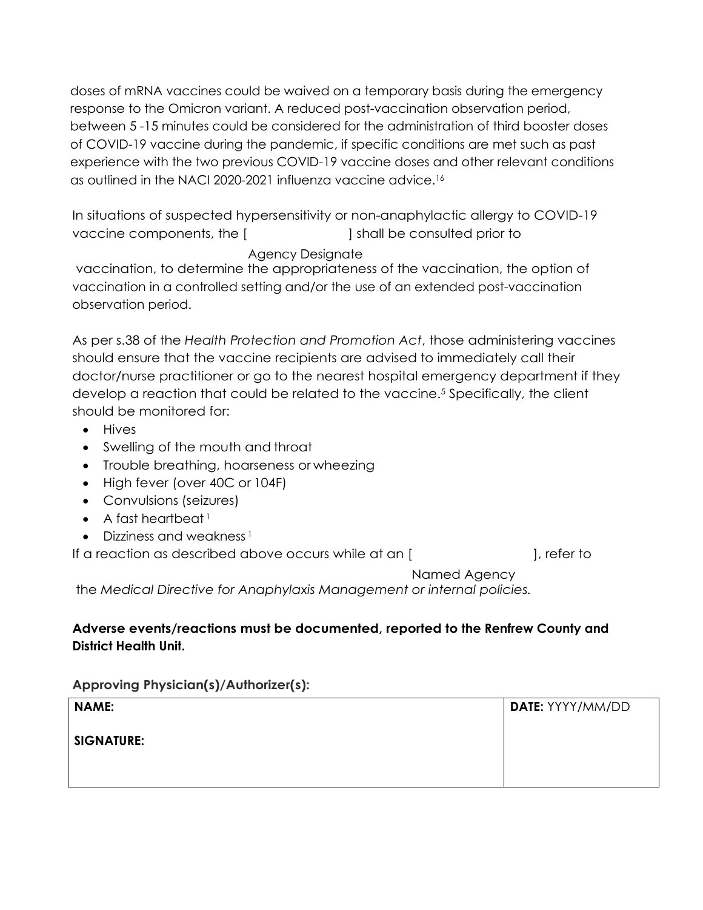doses of mRNA vaccines could be waived on a temporary basis during the emergency response to the Omicron variant. A reduced post-vaccination observation period, between 5 -15 minutes could be considered for the administration of third booster doses of COVID-19 vaccine during the pandemic, if specific conditions are met such as past experience with the two previous COVID-19 vaccine doses and other relevant conditions as outlined in the NACI 2020-2021 influenza vaccine advice.[16]

In situations of suspected hypersensitivity or non-anaphylactic allergy to COVID-19 vaccine components, the [ Agency Designate ] shall be consulted prior to vaccination, to determine the appropriateness of the vaccination, the option of vaccination in a controlled setting and/or the use of an extended post-vaccination observation period.

As per s.38 of the *Health Protection and Promotion Act*, those administering vaccines should ensure that the vaccine recipients are advised to immediately call their doctor/nurse practitioner or go to the nearest hospital emergency department if they develop a reaction that could be related to the vaccine.[5] Specifically, the client should be monitored for:

- Hives
- Swelling of the mouth and throat
- Trouble breathing, hoarseness or wheezing
- High fever (over 40C or 104F)
- Convulsions (seizures)
- A fast heartbeat [1]
- Dizziness and weakness [1]

If a reaction as described above occurs while at an [ Named Agency ], refer to the *Medical Directive for Anaphylaxis Management or internal policies.*

**Adverse events/reactions must be documented, reported to the Renfrew County and District Health Unit.**

**Approving Physician(s)/Authorizer(s):**

| **NAME:**<br><br>**SIGNATURE:** | **DATE:** YYYY/MM/DD |
| --- | --- |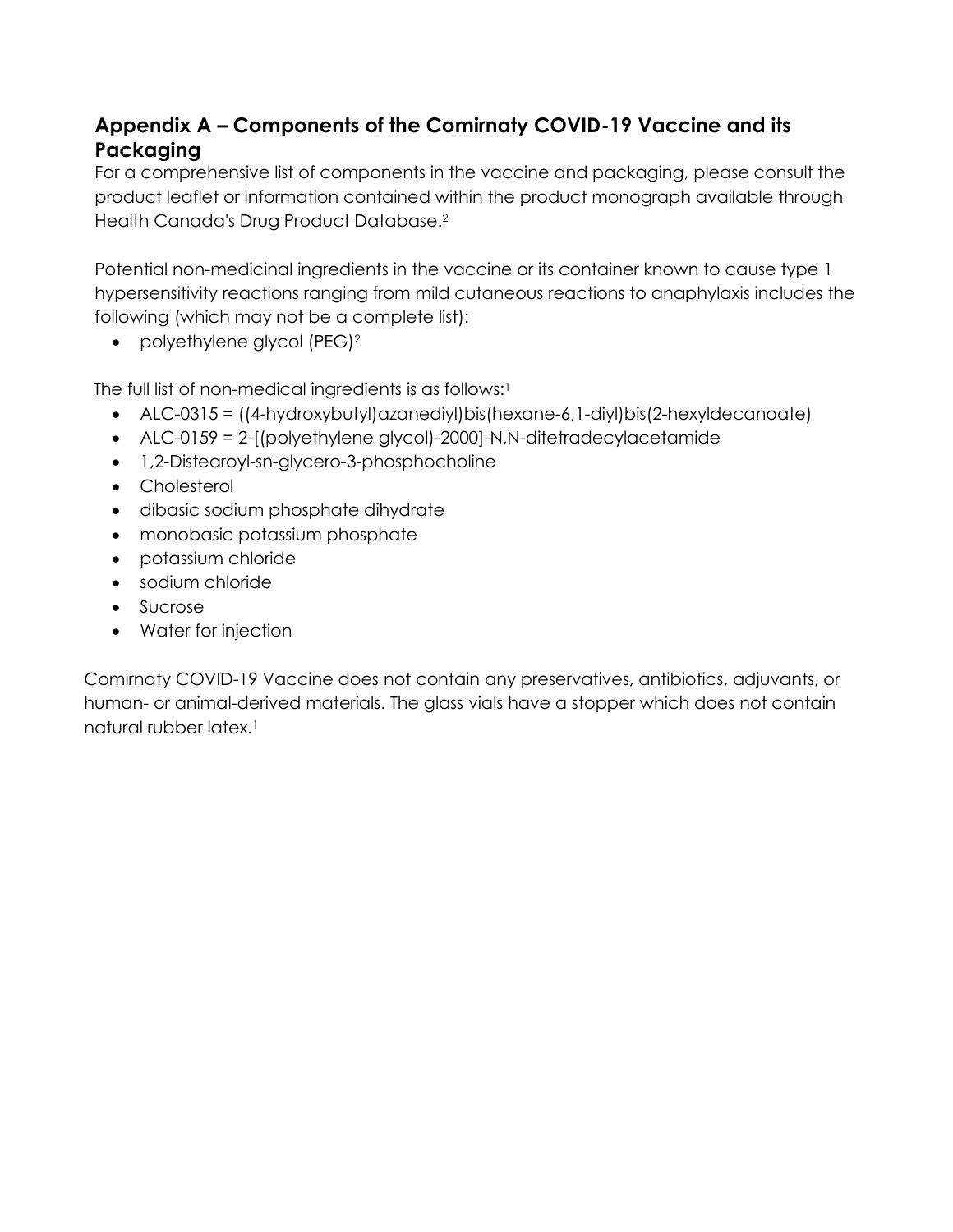## Appendix A – Components of the Comirnaty COVID-19 Vaccine and its Packaging

For a comprehensive list of components in the vaccine and packaging, please consult the product leaflet or information contained within the product monograph available through Health Canada's Drug Product Database.[2]

Potential non-medicinal ingredients in the vaccine or its container known to cause type 1 hypersensitivity reactions ranging from mild cutaneous reactions to anaphylaxis includes the following (which may not be a complete list):

- polyethylene glycol (PEG)[2]

The full list of non-medical ingredients is as follows:[1]

- ALC-0315 = ((4-hydroxybutyl)azanediyl)bis(hexane-6,1-diyl)bis(2-hexyldecanoate)
- ALC-0159 = 2-[(polyethylene glycol)-2000]-N,N-ditetradecylacetamide
- 1,2-Distearoyl-sn-glycero-3-phosphocholine
- Cholesterol
- dibasic sodium phosphate dihydrate
- monobasic potassium phosphate
- potassium chloride
- sodium chloride
- Sucrose
- Water for injection

Comirnaty COVID-19 Vaccine does not contain any preservatives, antibiotics, adjuvants, or human- or animal-derived materials. The glass vials have a stopper which does not contain natural rubber latex.[1]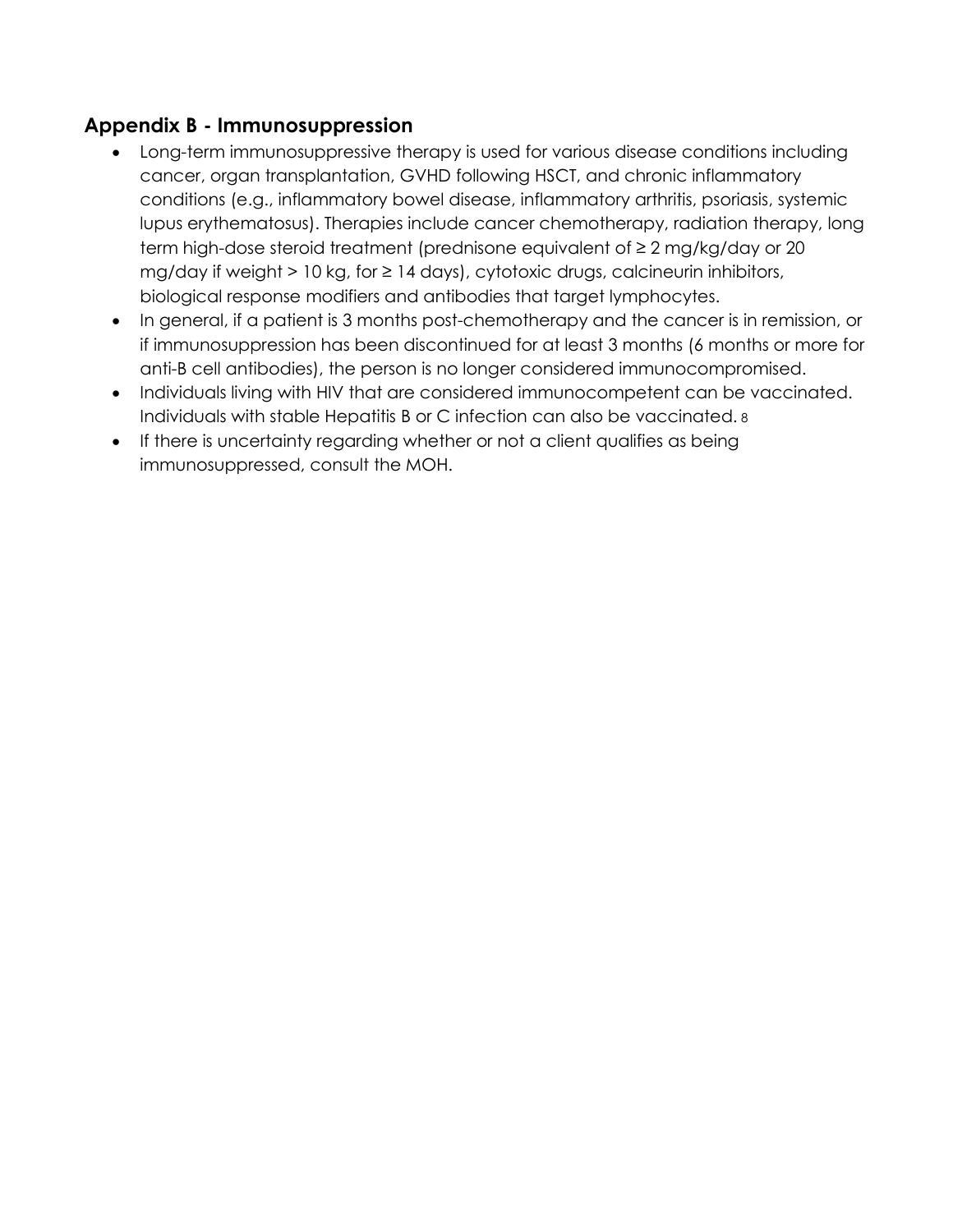## Appendix B - Immunosuppression

- Long-term immunosuppressive therapy is used for various disease conditions including cancer, organ transplantation, GVHD following HSCT, and chronic inflammatory conditions (e.g., inflammatory bowel disease, inflammatory arthritis, psoriasis, systemic lupus erythematosus). Therapies include cancer chemotherapy, radiation therapy, long term high-dose steroid treatment (prednisone equivalent of ≥ 2 mg/kg/day or 20 mg/day if weight > 10 kg, for ≥ 14 days), cytotoxic drugs, calcineurin inhibitors, biological response modifiers and antibodies that target lymphocytes.
- In general, if a patient is 3 months post-chemotherapy and the cancer is in remission, or if immunosuppression has been discontinued for at least 3 months (6 months or more for anti-B cell antibodies), the person is no longer considered immunocompromised.
- Individuals living with HIV that are considered immunocompetent can be vaccinated. Individuals with stable Hepatitis B or C infection can also be vaccinated. [8]
- If there is uncertainty regarding whether or not a client qualifies as being immunosuppressed, consult the MOH.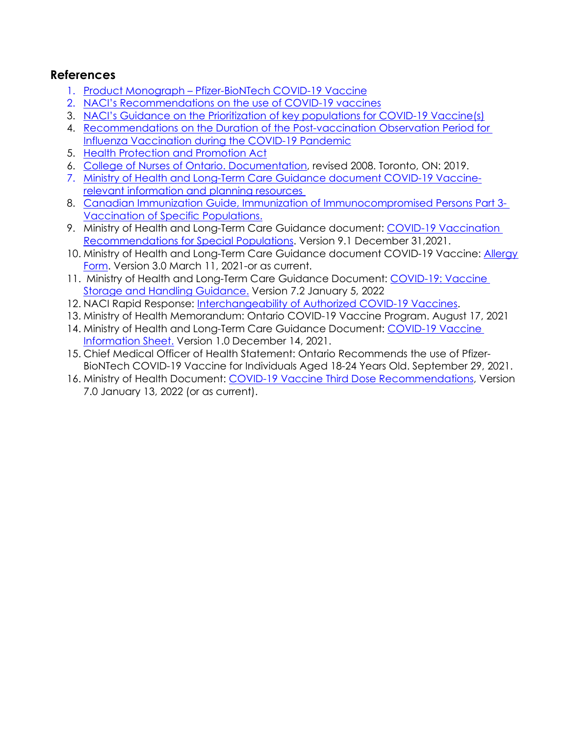## References

1. Product Monograph – Pfizer-BioNTech COVID-19 Vaccine
2. NACI's Recommendations on the use of COVID-19 vaccines
3. NACI's Guidance on the Prioritization of key populations for COVID-19 Vaccine(s)
4. Recommendations on the Duration of the Post-vaccination Observation Period for Influenza Vaccination during the COVID-19 Pandemic
5. Health Protection and Promotion Act
6. College of Nurses of Ontario. Documentation, revised 2008. Toronto, ON: 2019.
7. Ministry of Health and Long-Term Care Guidance document COVID-19 Vaccine-relevant information and planning resources
8. Canadian Immunization Guide, Immunization of Immunocompromised Persons Part 3- Vaccination of Specific Populations.
9. Ministry of Health and Long-Term Care Guidance document: COVID-19 Vaccination Recommendations for Special Populations. Version 9.1 December 31,2021.
10. Ministry of Health and Long-Term Care Guidance document COVID-19 Vaccine: Allergy Form. Version 3.0 March 11, 2021-or as current.
11. Ministry of Health and Long-Term Care Guidance Document: COVID-19: Vaccine Storage and Handling Guidance. Version 7.2 January 5, 2022
12. NACI Rapid Response: Interchangeability of Authorized COVID-19 Vaccines.
13. Ministry of Health Memorandum: Ontario COVID-19 Vaccine Program. August 17, 2021
14. Ministry of Health and Long-Term Care Guidance Document: COVID-19 Vaccine Information Sheet. Version 1.0 December 14, 2021.
15. Chief Medical Officer of Health Statement: Ontario Recommends the use of Pfizer-BioNTech COVID-19 Vaccine for Individuals Aged 18-24 Years Old. September 29, 2021.
16. Ministry of Health Document: COVID-19 Vaccine Third Dose Recommendations, Version 7.0 January 13, 2022 (or as current).